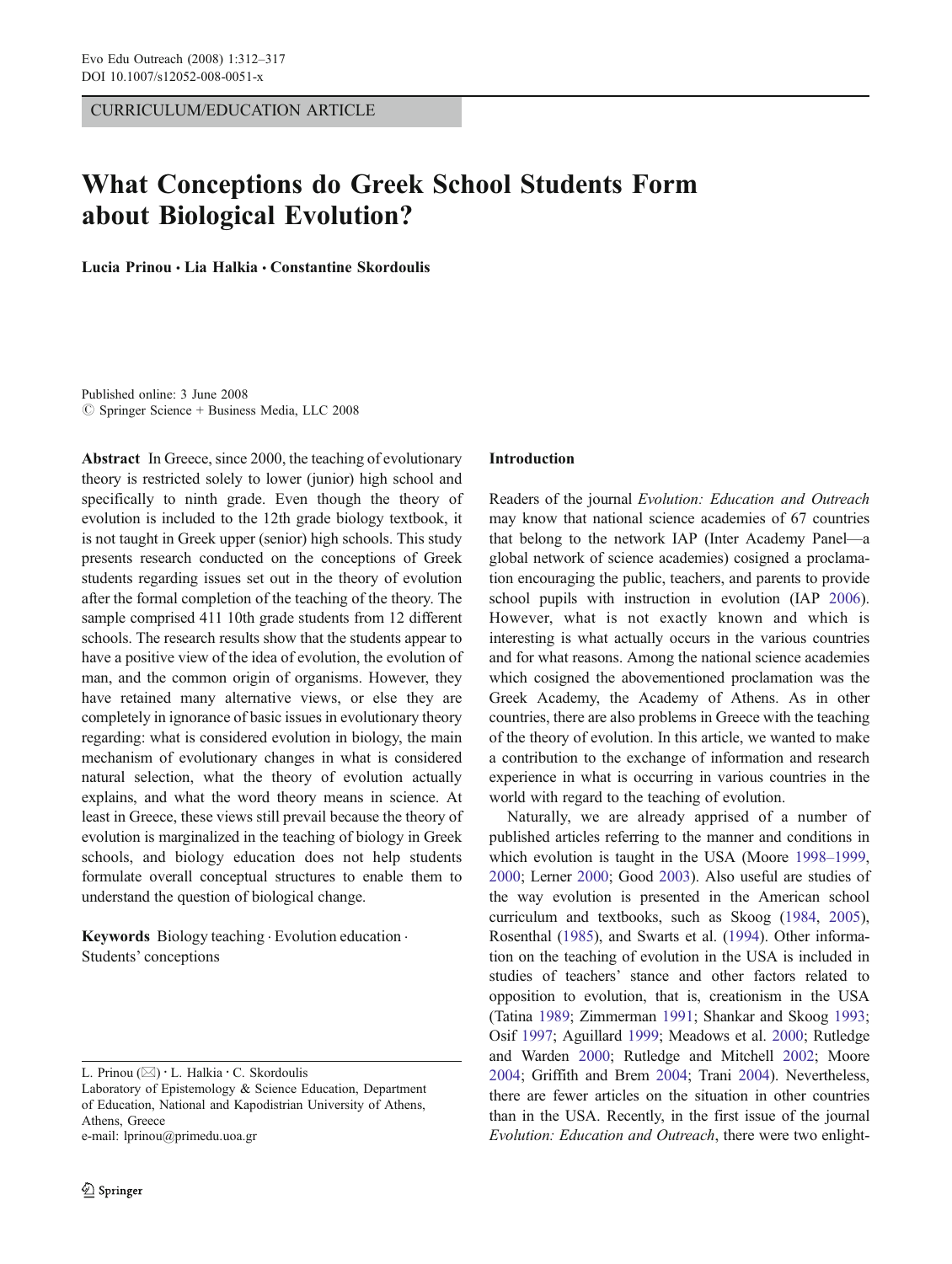CURRICULUM/EDUCATION ARTICLE

# What Conceptions do Greek School Students Form about Biological Evolution?

**Lucia Prinou · Lia Halkia · Constantine Skordoulis**

Published online: 3 June 2008
© Springer Science + Business Media, LLC 2008

**Abstract** In Greece, since 2000, the teaching of evolutionary theory is restricted solely to lower (junior) high school and specifically to ninth grade. Even though the theory of evolution is included to the 12th grade biology textbook, it is not taught in Greek upper (senior) high schools. This study presents research conducted on the conceptions of Greek students regarding issues set out in the theory of evolution after the formal completion of the teaching of the theory. The sample comprised 411 10th grade students from 12 different schools. The research results show that the students appear to have a positive view of the idea of evolution, the evolution of man, and the common origin of organisms. However, they have retained many alternative views, or else they are completely in ignorance of basic issues in evolutionary theory regarding: what is considered evolution in biology, the main mechanism of evolutionary changes in what is considered natural selection, what the theory of evolution actually explains, and what the word theory means in science. At least in Greece, these views still prevail because the theory of evolution is marginalized in the teaching of biology in Greek schools, and biology education does not help students formulate overall conceptual structures to enable them to understand the question of biological change.

**Keywords** Biology teaching · Evolution education · Students' conceptions

L. Prinou (✉) · L. Halkia · C. Skordoulis
Laboratory of Epistemology & Science Education, Department of Education, National and Kapodistrian University of Athens, Athens, Greece
e-mail: lprinou@primedu.uoa.gr

## Introduction

Readers of the journal *Evolution: Education and Outreach* may know that national science academies of 67 countries that belong to the network IAP (Inter Academy Panel—a global network of science academies) cosigned a proclamation encouraging the public, teachers, and parents to provide school pupils with instruction in evolution (IAP 2006). However, what is not exactly known and which is interesting is what actually occurs in the various countries and for what reasons. Among the national science academies which cosigned the abovementioned proclamation was the Greek Academy, the Academy of Athens. As in other countries, there are also problems in Greece with the teaching of the theory of evolution. In this article, we wanted to make a contribution to the exchange of information and research experience in what is occurring in various countries in the world with regard to the teaching of evolution.

Naturally, we are already apprised of a number of published articles referring to the manner and conditions in which evolution is taught in the USA (Moore 1998–1999, 2000; Lerner 2000; Good 2003). Also useful are studies of the way evolution is presented in the American school curriculum and textbooks, such as Skoog (1984, 2005), Rosenthal (1985), and Swarts et al. (1994). Other information on the teaching of evolution in the USA is included in studies of teachers' stance and other factors related to opposition to evolution, that is, creationism in the USA (Tatina 1989; Zimmerman 1991; Shankar and Skoog 1993; Osif 1997; Aguillard 1999; Meadows et al. 2000; Rutledge and Warden 2000; Rutledge and Mitchell 2002; Moore 2004; Griffith and Brem 2004; Trani 2004). Nevertheless, there are fewer articles on the situation in other countries than in the USA. Recently, in the first issue of the journal *Evolution: Education and Outreach*, there were two enlight-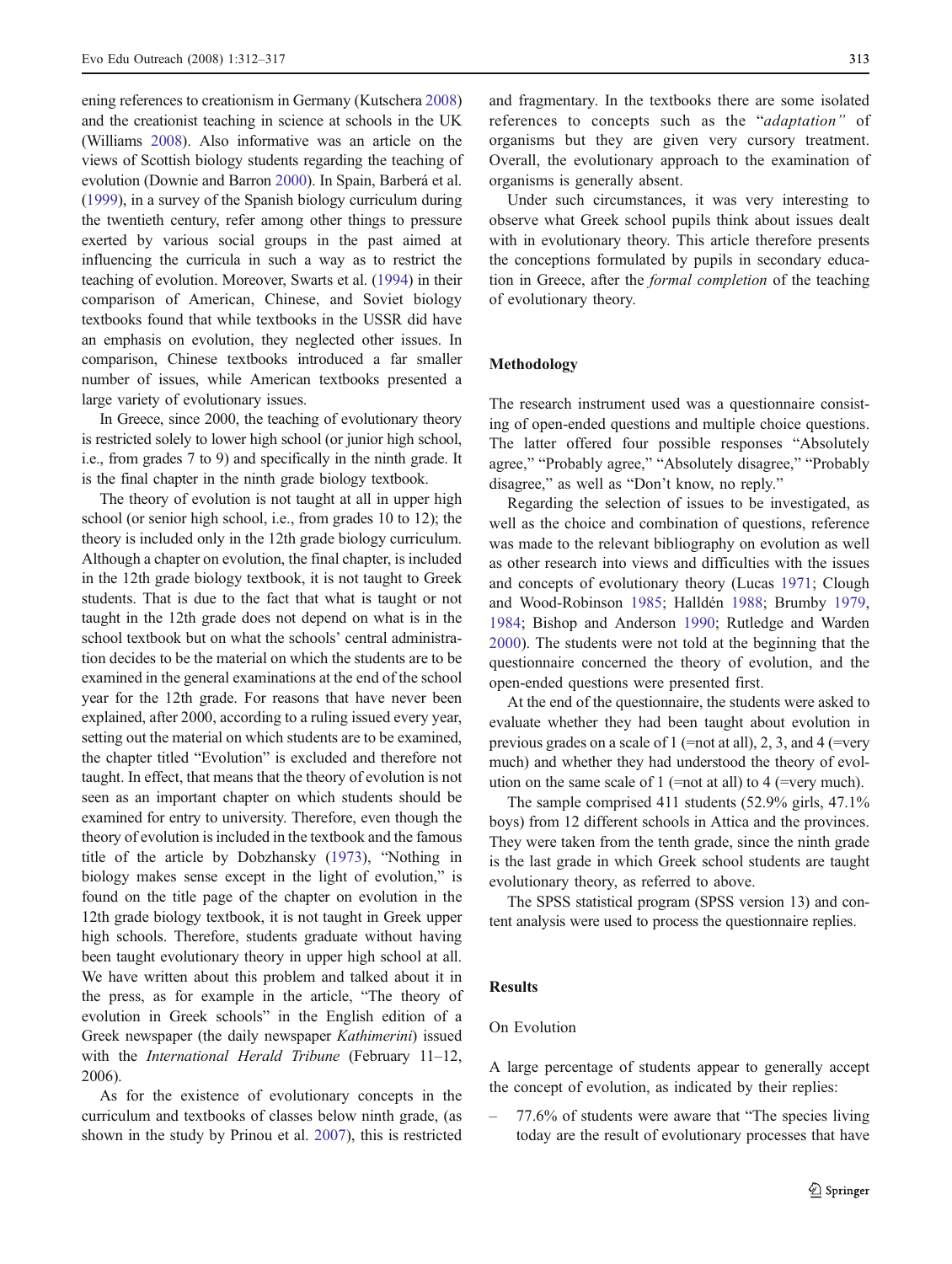ening references to creationism in Germany (Kutschera 2008) and the creationist teaching in science at schools in the UK (Williams 2008). Also informative was an article on the views of Scottish biology students regarding the teaching of evolution (Downie and Barron 2000). In Spain, Barberá et al. (1999), in a survey of the Spanish biology curriculum during the twentieth century, refer among other things to pressure exerted by various social groups in the past aimed at influencing the curricula in such a way as to restrict the teaching of evolution. Moreover, Swarts et al. (1994) in their comparison of American, Chinese, and Soviet biology textbooks found that while textbooks in the USSR did have an emphasis on evolution, they neglected other issues. In comparison, Chinese textbooks introduced a far smaller number of issues, while American textbooks presented a large variety of evolutionary issues.

In Greece, since 2000, the teaching of evolutionary theory is restricted solely to lower high school (or junior high school, i.e., from grades 7 to 9) and specifically in the ninth grade. It is the final chapter in the ninth grade biology textbook.

The theory of evolution is not taught at all in upper high school (or senior high school, i.e., from grades 10 to 12); the theory is included only in the 12th grade biology curriculum. Although a chapter on evolution, the final chapter, is included in the 12th grade biology textbook, it is not taught to Greek students. That is due to the fact that what is taught or not taught in the 12th grade does not depend on what is in the school textbook but on what the schools' central administration decides to be the material on which the students are to be examined in the general examinations at the end of the school year for the 12th grade. For reasons that have never been explained, after 2000, according to a ruling issued every year, setting out the material on which students are to be examined, the chapter titled "Evolution" is excluded and therefore not taught. In effect, that means that the theory of evolution is not seen as an important chapter on which students should be examined for entry to university. Therefore, even though the theory of evolution is included in the textbook and the famous title of the article by Dobzhansky (1973), "Nothing in biology makes sense except in the light of evolution," is found on the title page of the chapter on evolution in the 12th grade biology textbook, it is not taught in Greek upper high schools. Therefore, students graduate without having been taught evolutionary theory in upper high school at all. We have written about this problem and talked about it in the press, as for example in the article, "The theory of evolution in Greek schools" in the English edition of a Greek newspaper (the daily newspaper *Kathimerini*) issued with the *International Herald Tribune* (February 11–12, 2006).

As for the existence of evolutionary concepts in the curriculum and textbooks of classes below ninth grade, (as shown in the study by Prinou et al. 2007), this is restricted and fragmentary. In the textbooks there are some isolated references to concepts such as the "*adaptation"* of organisms but they are given very cursory treatment. Overall, the evolutionary approach to the examination of organisms is generally absent.

Under such circumstances, it was very interesting to observe what Greek school pupils think about issues dealt with in evolutionary theory. This article therefore presents the conceptions formulated by pupils in secondary education in Greece, after the *formal completion* of the teaching of evolutionary theory.

## Methodology

The research instrument used was a questionnaire consisting of open-ended questions and multiple choice questions. The latter offered four possible responses "Absolutely agree," "Probably agree," "Absolutely disagree," "Probably disagree," as well as "Don't know, no reply."

Regarding the selection of issues to be investigated, as well as the choice and combination of questions, reference was made to the relevant bibliography on evolution as well as other research into views and difficulties with the issues and concepts of evolutionary theory (Lucas 1971; Clough and Wood-Robinson 1985; Halldén 1988; Brumby 1979, 1984; Bishop and Anderson 1990; Rutledge and Warden 2000). The students were not told at the beginning that the questionnaire concerned the theory of evolution, and the open-ended questions were presented first.

At the end of the questionnaire, the students were asked to evaluate whether they had been taught about evolution in previous grades on a scale of 1 (=not at all), 2, 3, and 4 (=very much) and whether they had understood the theory of evolution on the same scale of 1 (=not at all) to 4 (=very much).

The sample comprised 411 students (52.9% girls, 47.1% boys) from 12 different schools in Attica and the provinces. They were taken from the tenth grade, since the ninth grade is the last grade in which Greek school students are taught evolutionary theory, as referred to above.

The SPSS statistical program (SPSS version 13) and content analysis were used to process the questionnaire replies.

## Results

### On Evolution

A large percentage of students appear to generally accept the concept of evolution, as indicated by their replies:

– 77.6% of students were aware that "The species living today are the result of evolutionary processes that have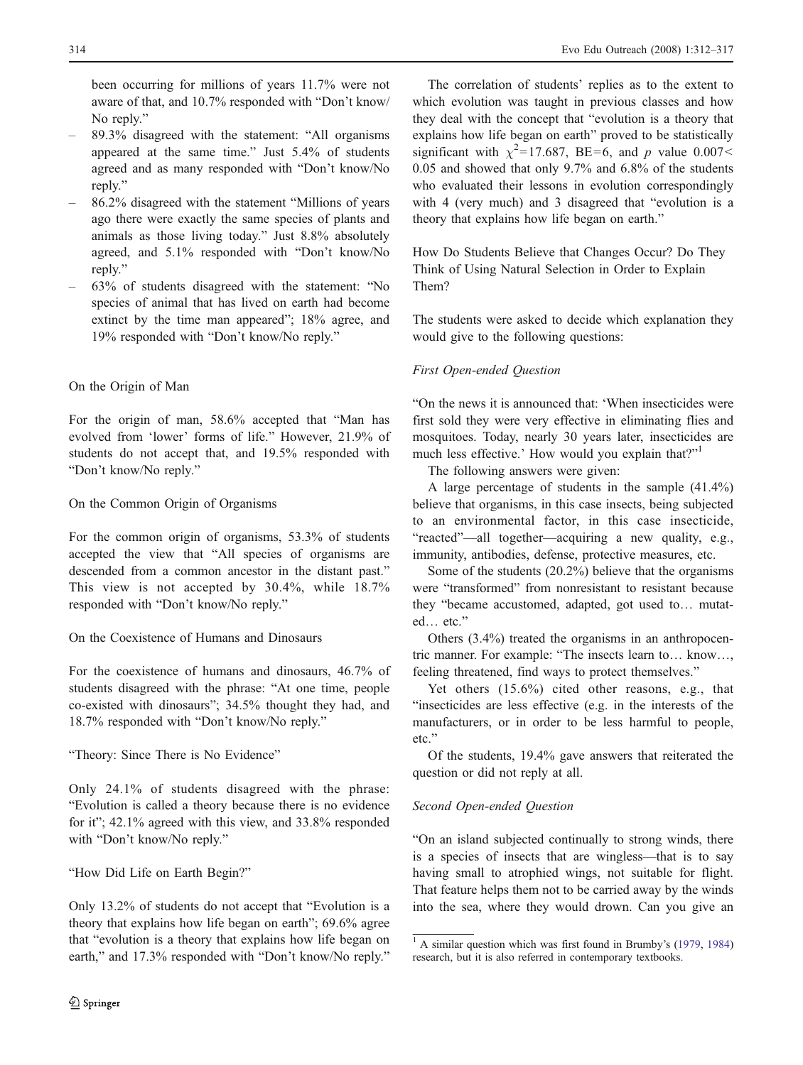been occurring for millions of years 11.7% were not aware of that, and 10.7% responded with "Don't know/ No reply."

- 89.3% disagreed with the statement: "All organisms appeared at the same time." Just 5.4% of students agreed and as many responded with "Don't know/No reply."
- 86.2% disagreed with the statement "Millions of years ago there were exactly the same species of plants and animals as those living today." Just 8.8% absolutely agreed, and 5.1% responded with "Don't know/No reply."
- 63% of students disagreed with the statement: "No species of animal that has lived on earth had become extinct by the time man appeared"; 18% agree, and 19% responded with "Don't know/No reply."

### On the Origin of Man

For the origin of man, 58.6% accepted that "Man has evolved from 'lower' forms of life." However, 21.9% of students do not accept that, and 19.5% responded with "Don't know/No reply."

### On the Common Origin of Organisms

For the common origin of organisms, 53.3% of students accepted the view that "All species of organisms are descended from a common ancestor in the distant past." This view is not accepted by 30.4%, while 18.7% responded with "Don't know/No reply."

### On the Coexistence of Humans and Dinosaurs

For the coexistence of humans and dinosaurs, 46.7% of students disagreed with the phrase: "At one time, people co-existed with dinosaurs"; 34.5% thought they had, and 18.7% responded with "Don't know/No reply."

### "Theory: Since There is No Evidence"

Only 24.1% of students disagreed with the phrase: "Evolution is called a theory because there is no evidence for it"; 42.1% agreed with this view, and 33.8% responded with "Don't know/No reply."

### "How Did Life on Earth Begin?"

Only 13.2% of students do not accept that "Evolution is a theory that explains how life began on earth"; 69.6% agree that "evolution is a theory that explains how life began on earth," and 17.3% responded with "Don't know/No reply."

The correlation of students' replies as to the extent to which evolution was taught in previous classes and how they deal with the concept that "evolution is a theory that explains how life began on earth" proved to be statistically significant with $\chi^2=17.687$, BE=6, and $p$ value $0.007<0.05$ and showed that only 9.7% and 6.8% of the students who evaluated their lessons in evolution correspondingly with 4 (very much) and 3 disagreed that "evolution is a theory that explains how life began on earth."

### How Do Students Believe that Changes Occur? Do They Think of Using Natural Selection in Order to Explain Them?

The students were asked to decide which explanation they would give to the following questions:

#### *First Open-ended Question*

"On the news it is announced that: 'When insecticides were first sold they were very effective in eliminating flies and mosquitoes. Today, nearly 30 years later, insecticides are much less effective.' How would you explain that?"[1]

The following answers were given:

A large percentage of students in the sample (41.4%) believe that organisms, in this case insects, being subjected to an environmental factor, in this case insecticide, "reacted"—all together—acquiring a new quality, e.g., immunity, antibodies, defense, protective measures, etc.

Some of the students (20.2%) believe that the organisms were "transformed" from nonresistant to resistant because they "became accustomed, adapted, got used to… mutated… etc."

Others (3.4%) treated the organisms in an anthropocentric manner. For example: "The insects learn to… know…, feeling threatened, find ways to protect themselves."

Yet others (15.6%) cited other reasons, e.g., that "insecticides are less effective (e.g. in the interests of the manufacturers, or in order to be less harmful to people, etc."

Of the students, 19.4% gave answers that reiterated the question or did not reply at all.

#### *Second Open-ended Question*

"On an island subjected continually to strong winds, there is a species of insects that are wingless—that is to say having small to atrophied wings, not suitable for flight. That feature helps them not to be carried away by the winds into the sea, where they would drown. Can you give an

[1] A similar question which was first found in Brumby's (1979, 1984) research, but it is also referred in contemporary textbooks.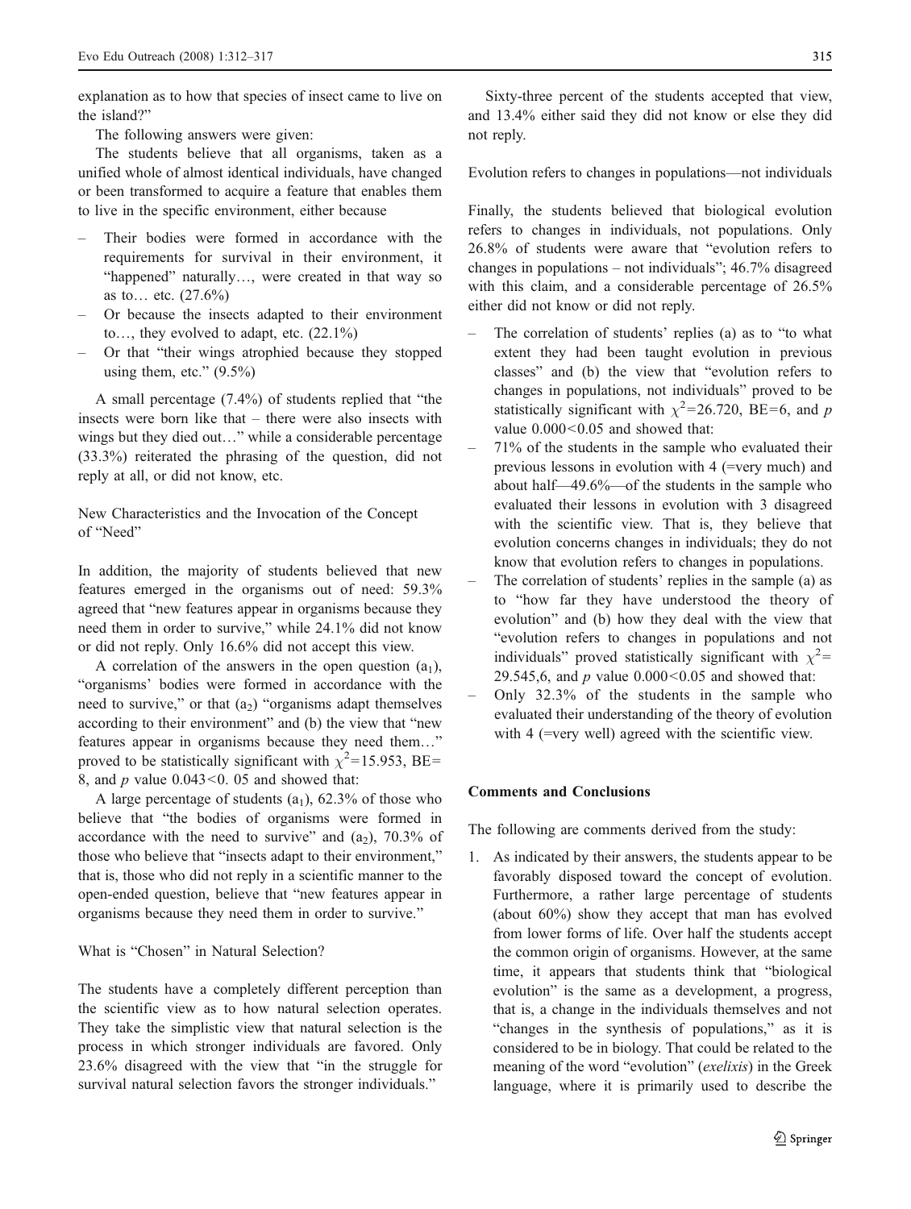explanation as to how that species of insect came to live on the island?"

The following answers were given:

The students believe that all organisms, taken as a unified whole of almost identical individuals, have changed or been transformed to acquire a feature that enables them to live in the specific environment, either because

- Their bodies were formed in accordance with the requirements for survival in their environment, it "happened" naturally…, were created in that way so as to… etc. (27.6%)
- Or because the insects adapted to their environment to…, they evolved to adapt, etc. (22.1%)
- Or that "their wings atrophied because they stopped using them, etc." (9.5%)

A small percentage (7.4%) of students replied that "the insects were born like that – there were also insects with wings but they died out…" while a considerable percentage (33.3%) reiterated the phrasing of the question, did not reply at all, or did not know, etc.

### New Characteristics and the Invocation of the Concept of "Need"

In addition, the majority of students believed that new features emerged in the organisms out of need: 59.3% agreed that "new features appear in organisms because they need them in order to survive," while 24.1% did not know or did not reply. Only 16.6% did not accept this view.

A correlation of the answers in the open question ($a_1$), "organisms' bodies were formed in accordance with the need to survive," or that ($a_2$) "organisms adapt themselves according to their environment" and (b) the view that "new features appear in organisms because they need them…" proved to be statistically significant with $\chi^2$=15.953, BE=8, and $p$ value $0.043<0.05$ and showed that:

A large percentage of students ($a_1$), 62.3% of those who believe that "the bodies of organisms were formed in accordance with the need to survive" and ($a_2$), 70.3% of those who believe that "insects adapt to their environment," that is, those who did not reply in a scientific manner to the open-ended question, believe that "new features appear in organisms because they need them in order to survive."

### What is "Chosen" in Natural Selection?

The students have a completely different perception than the scientific view as to how natural selection operates. They take the simplistic view that natural selection is the process in which stronger individuals are favored. Only 23.6% disagreed with the view that "in the struggle for survival natural selection favors the stronger individuals."

Sixty-three percent of the students accepted that view, and 13.4% either said they did not know or else they did not reply.

### Evolution refers to changes in populations—not individuals

Finally, the students believed that biological evolution refers to changes in individuals, not populations. Only 26.8% of students were aware that "evolution refers to changes in populations – not individuals"; 46.7% disagreed with this claim, and a considerable percentage of 26.5% either did not know or did not reply.

- The correlation of students' replies (a) as to "to what extent they had been taught evolution in previous classes" and (b) the view that "evolution refers to changes in populations, not individuals" proved to be statistically significant with $\chi^2$=26.720, BE=6, and $p$ value $0.000<0.05$ and showed that:
- 71% of the students in the sample who evaluated their previous lessons in evolution with 4 (=very much) and about half—49.6%—of the students in the sample who evaluated their lessons in evolution with 3 disagreed with the scientific view. That is, they believe that evolution concerns changes in individuals; they do not know that evolution refers to changes in populations.
- The correlation of students' replies in the sample (a) as to "how far they have understood the theory of evolution" and (b) how they deal with the view that "evolution refers to changes in populations and not individuals" proved statistically significant with $\chi^2$= 29.545,6, and $p$ value $0.000<0.05$ and showed that:
- Only 32.3% of the students in the sample who evaluated their understanding of the theory of evolution with 4 (=very well) agreed with the scientific view.

## Comments and Conclusions

The following are comments derived from the study:

1. As indicated by their answers, the students appear to be favorably disposed toward the concept of evolution. Furthermore, a rather large percentage of students (about 60%) show they accept that man has evolved from lower forms of life. Over half the students accept the common origin of organisms. However, at the same time, it appears that students think that "biological evolution" is the same as a development, a progress, that is, a change in the individuals themselves and not "changes in the synthesis of populations," as it is considered to be in biology. That could be related to the meaning of the word "evolution" (*exelixis*) in the Greek language, where it is primarily used to describe the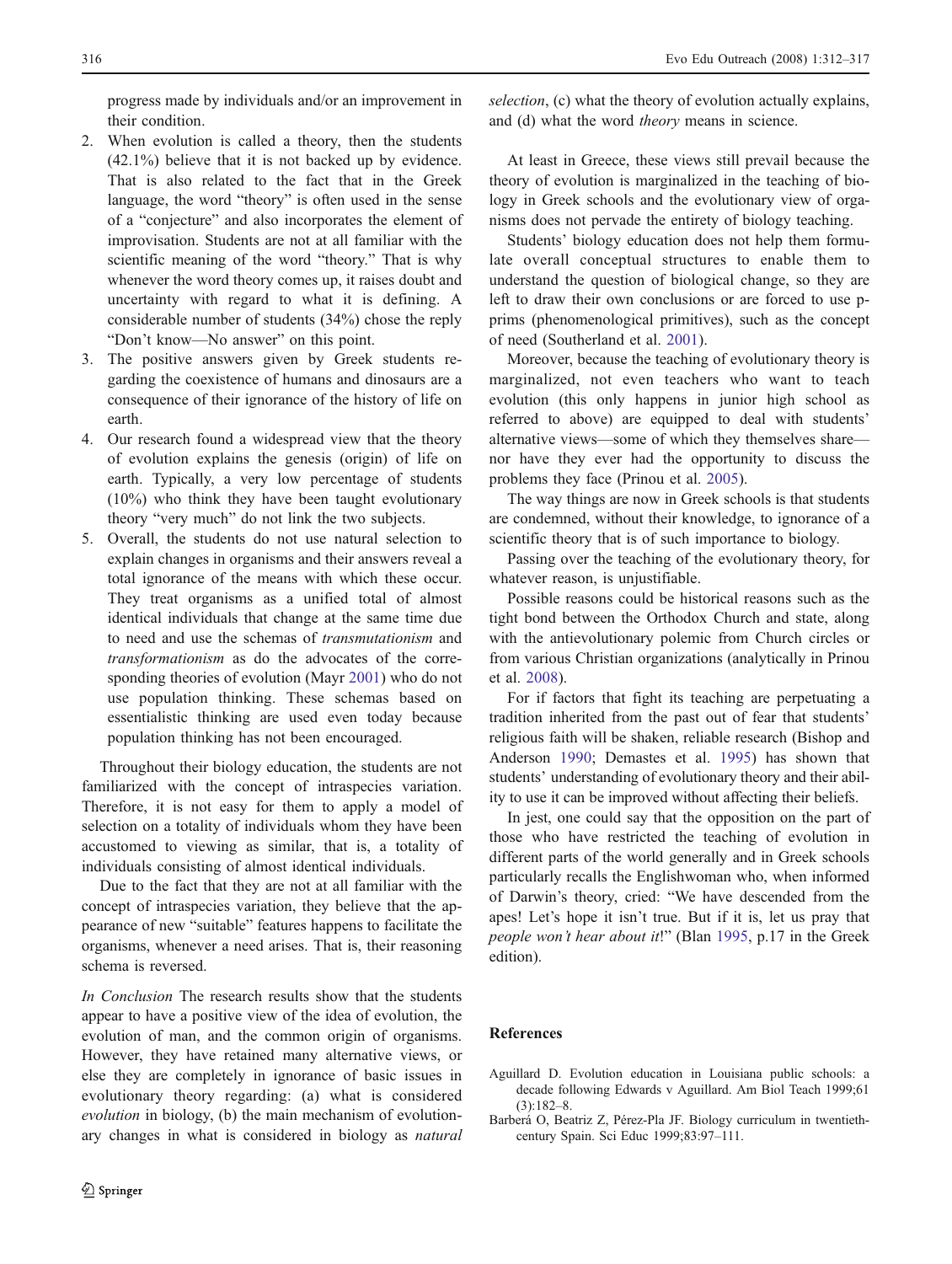progress made by individuals and/or an improvement in their condition.

2. When evolution is called a theory, then the students (42.1%) believe that it is not backed up by evidence. That is also related to the fact that in the Greek language, the word "theory" is often used in the sense of a "conjecture" and also incorporates the element of improvisation. Students are not at all familiar with the scientific meaning of the word "theory." That is why whenever the word theory comes up, it raises doubt and uncertainty with regard to what it is defining. A considerable number of students (34%) chose the reply "Don't know—No answer" on this point.
3. The positive answers given by Greek students regarding the coexistence of humans and dinosaurs are a consequence of their ignorance of the history of life on earth.
4. Our research found a widespread view that the theory of evolution explains the genesis (origin) of life on earth. Typically, a very low percentage of students (10%) who think they have been taught evolutionary theory "very much" do not link the two subjects.
5. Overall, the students do not use natural selection to explain changes in organisms and their answers reveal a total ignorance of the means with which these occur. They treat organisms as a unified total of almost identical individuals that change at the same time due to need and use the schemas of *transmutationism* and *transformationism* as do the advocates of the corresponding theories of evolution (Mayr 2001) who do not use population thinking. These schemas based on essentialistic thinking are used even today because population thinking has not been encouraged.

Throughout their biology education, the students are not familiarized with the concept of intraspecies variation. Therefore, it is not easy for them to apply a model of selection on a totality of individuals whom they have been accustomed to viewing as similar, that is, a totality of individuals consisting of almost identical individuals.

Due to the fact that they are not at all familiar with the concept of intraspecies variation, they believe that the appearance of new "suitable" features happens to facilitate the organisms, whenever a need arises. That is, their reasoning schema is reversed.

*In Conclusion* The research results show that the students appear to have a positive view of the idea of evolution, the evolution of man, and the common origin of organisms. However, they have retained many alternative views, or else they are completely in ignorance of basic issues in evolutionary theory regarding: (a) what is considered *evolution* in biology, (b) the main mechanism of evolutionary changes in what is considered in biology as *natural selection*, (c) what the theory of evolution actually explains, and (d) what the word *theory* means in science.

At least in Greece, these views still prevail because the theory of evolution is marginalized in the teaching of biology in Greek schools and the evolutionary view of organisms does not pervade the entirety of biology teaching.

Students' biology education does not help them formulate overall conceptual structures to enable them to understand the question of biological change, so they are left to draw their own conclusions or are forced to use p-prims (phenomenological primitives), such as the concept of need (Southerland et al. 2001).

Moreover, because the teaching of evolutionary theory is marginalized, not even teachers who want to teach evolution (this only happens in junior high school as referred to above) are equipped to deal with students' alternative views—some of which they themselves share—nor have they ever had the opportunity to discuss the problems they face (Prinou et al. 2005).

The way things are now in Greek schools is that students are condemned, without their knowledge, to ignorance of a scientific theory that is of such importance to biology.

Passing over the teaching of the evolutionary theory, for whatever reason, is unjustifiable.

Possible reasons could be historical reasons such as the tight bond between the Orthodox Church and state, along with the antievolutionary polemic from Church circles or from various Christian organizations (analytically in Prinou et al. 2008).

For if factors that fight its teaching are perpetuating a tradition inherited from the past out of fear that students' religious faith will be shaken, reliable research (Bishop and Anderson 1990; Demastes et al. 1995) has shown that students' understanding of evolutionary theory and their ability to use it can be improved without affecting their beliefs.

In jest, one could say that the opposition on the part of those who have restricted the teaching of evolution in different parts of the world generally and in Greek schools particularly recalls the Englishwoman who, when informed of Darwin's theory, cried: "We have descended from the apes! Let's hope it isn't true. But if it is, let us pray that *people won't hear about it*!" (Blan 1995, p.17 in the Greek edition).

## References

Aguillard D. Evolution education in Louisiana public schools: a decade following Edwards v Aguillard. Am Biol Teach 1999;61 (3):182–8.

Barberá O, Beatriz Z, Pérez-Pla JF. Biology curriculum in twentieth-century Spain. Sci Educ 1999;83:97–111.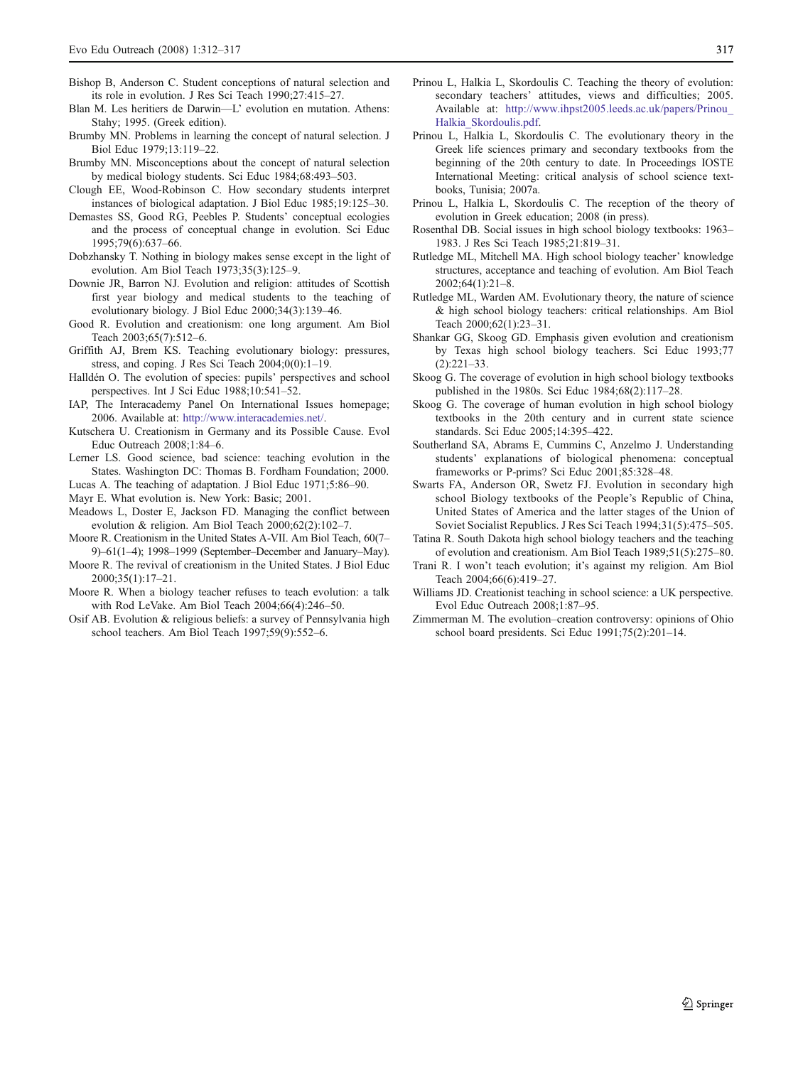Bishop B, Anderson C. Student conceptions of natural selection and its role in evolution. J Res Sci Teach 1990;27:415–27.

Blan M. Les heritiers de Darwin—L' evolution en mutation. Athens: Stahy; 1995. (Greek edition).

Brumby MN. Problems in learning the concept of natural selection. J Biol Educ 1979;13:119–22.

Brumby MN. Misconceptions about the concept of natural selection by medical biology students. Sci Educ 1984;68:493–503.

Clough EE, Wood-Robinson C. How secondary students interpret instances of biological adaptation. J Biol Educ 1985;19:125–30.

Demastes SS, Good RG, Peebles P. Students' conceptual ecologies and the process of conceptual change in evolution. Sci Educ 1995;79(6):637–66.

Dobzhansky T. Nothing in biology makes sense except in the light of evolution. Am Biol Teach 1973;35(3):125–9.

Downie JR, Barron NJ. Evolution and religion: attitudes of Scottish first year biology and medical students to the teaching of evolutionary biology. J Biol Educ 2000;34(3):139–46.

Good R. Evolution and creationism: one long argument. Am Biol Teach 2003;65(7):512–6.

Griffith AJ, Brem KS. Teaching evolutionary biology: pressures, stress, and coping. J Res Sci Teach 2004;0(0):1–19.

Halldén O. The evolution of species: pupils' perspectives and school perspectives. Int J Sci Educ 1988;10:541–52.

IAP, The Interacademy Panel On International Issues homepage; 2006. Available at: http://www.interacademies.net/.

Kutschera U. Creationism in Germany and its Possible Cause. Evol Educ Outreach 2008;1:84–6.

Lerner LS. Good science, bad science: teaching evolution in the States. Washington DC: Thomas B. Fordham Foundation; 2000.

Lucas A. The teaching of adaptation. J Biol Educ 1971;5:86–90.

Mayr E. What evolution is. New York: Basic; 2001.

Meadows L, Doster E, Jackson FD. Managing the conflict between evolution & religion. Am Biol Teach 2000;62(2):102–7.

Moore R. Creationism in the United States A-VII. Am Biol Teach, 60(7–9)–61(1–4); 1998–1999 (September–December and January–May).

Moore R. The revival of creationism in the United States. J Biol Educ 2000;35(1):17–21.

Moore R. When a biology teacher refuses to teach evolution: a talk with Rod LeVake. Am Biol Teach 2004;66(4):246–50.

Osif AB. Evolution & religious beliefs: a survey of Pennsylvania high school teachers. Am Biol Teach 1997;59(9):552–6.

Prinou L, Halkia L, Skordoulis C. Teaching the theory of evolution: secondary teachers' attitudes, views and difficulties; 2005. Available at: http://www.ihpst2005.leeds.ac.uk/papers/Prinou_Halkia_Skordoulis.pdf.

Prinou L, Halkia L, Skordoulis C. The evolutionary theory in the Greek life sciences primary and secondary textbooks from the beginning of the 20th century to date. In Proceedings IOSTE International Meeting: critical analysis of school science textbooks, Tunisia; 2007a.

Prinou L, Halkia L, Skordoulis C. The reception of the theory of evolution in Greek education; 2008 (in press).

Rosenthal DB. Social issues in high school biology textbooks: 1963–1983. J Res Sci Teach 1985;21:819–31.

Rutledge ML, Mitchell MA. High school biology teacher' knowledge structures, acceptance and teaching of evolution. Am Biol Teach 2002;64(1):21–8.

Rutledge ML, Warden AM. Evolutionary theory, the nature of science & high school biology teachers: critical relationships. Am Biol Teach 2000;62(1):23–31.

Shankar GG, Skoog GD. Emphasis given evolution and creationism by Texas high school biology teachers. Sci Educ 1993;77(2):221–33.

Skoog G. The coverage of evolution in high school biology textbooks published in the 1980s. Sci Educ 1984;68(2):117–28.

Skoog G. The coverage of human evolution in high school biology textbooks in the 20th century and in current state science standards. Sci Educ 2005;14:395–422.

Southerland SA, Abrams E, Cummins C, Anzelmo J. Understanding students' explanations of biological phenomena: conceptual frameworks or P-prims? Sci Educ 2001;85:328–48.

Swarts FA, Anderson OR, Swetz FJ. Evolution in secondary high school Biology textbooks of the People's Republic of China, United States of America and the latter stages of the Union of Soviet Socialist Republics. J Res Sci Teach 1994;31(5):475–505.

Tatina R. South Dakota high school biology teachers and the teaching of evolution and creationism. Am Biol Teach 1989;51(5):275–80.

Trani R. I won't teach evolution; it's against my religion. Am Biol Teach 2004;66(6):419–27.

Williams JD. Creationist teaching in school science: a UK perspective. Evol Educ Outreach 2008;1:87–95.

Zimmerman M. The evolution–creation controversy: opinions of Ohio school board presidents. Sci Educ 1991;75(2):201–14.